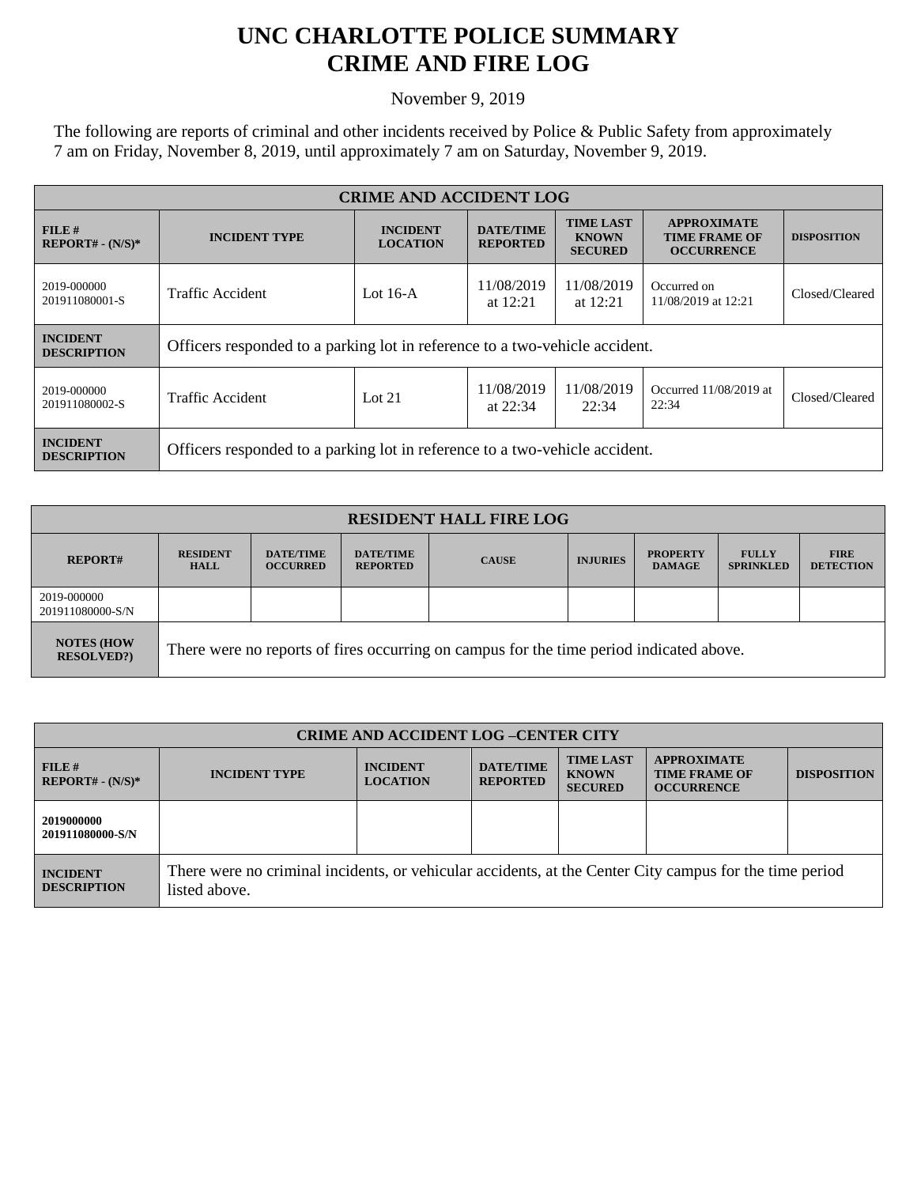# UNC CHARLOTTE POLICE SUMMARY
# CRIME AND FIRE LOG

November 9, 2019

The following are reports of criminal and other incidents received by Police & Public Safety from approximately 7 am on Friday, November 8, 2019, until approximately 7 am on Saturday, November 9, 2019.

| CRIME AND ACCIDENT LOG | | | | | | |
|---|---|---|---|---|---|---|
| **FILE # REPORT# - (N/S)*** | **INCIDENT TYPE** | **INCIDENT LOCATION** | **DATE/TIME REPORTED** | **TIME LAST KNOWN SECURED** | **APPROXIMATE TIME FRAME OF OCCURRENCE** | **DISPOSITION** |
| 2019-000000 201911080001-S | Traffic Accident | Lot 16-A | 11/08/2019 at 12:21 | 11/08/2019 at 12:21 | Occurred on 11/08/2019 at 12:21 | Closed/Cleared |
| **INCIDENT DESCRIPTION** | Officers responded to a parking lot in reference to a two-vehicle accident. | | | | | |
| 2019-000000 201911080002-S | Traffic Accident | Lot 21 | 11/08/2019 at 22:34 | 11/08/2019 22:34 | Occurred 11/08/2019 at 22:34 | Closed/Cleared |
| **INCIDENT DESCRIPTION** | Officers responded to a parking lot in reference to a two-vehicle accident. | | | | | |

| RESIDENT HALL FIRE LOG | | | | | | | | |
|---|---|---|---|---|---|---|---|---|
| **REPORT#** | **RESIDENT HALL** | **DATE/TIME OCCURRED** | **DATE/TIME REPORTED** | **CAUSE** | **INJURIES** | **PROPERTY DAMAGE** | **FULLY SPRINKLED** | **FIRE DETECTION** |
| 2019-000000 201911080000-S/N | | | | | | | | |
| **NOTES (HOW RESOLVED?)** | There were no reports of fires occurring on campus for the time period indicated above. | | | | | | | |

| CRIME AND ACCIDENT LOG –CENTER CITY | | | | | | |
|---|---|---|---|---|---|---|
| **FILE # REPORT# - (N/S)*** | **INCIDENT TYPE** | **INCIDENT LOCATION** | **DATE/TIME REPORTED** | **TIME LAST KNOWN SECURED** | **APPROXIMATE TIME FRAME OF OCCURRENCE** | **DISPOSITION** |
| **2019000000 201911080000-S/N** | | | | | | |
| **INCIDENT DESCRIPTION** | There were no criminal incidents, or vehicular accidents, at the Center City campus for the time period listed above. | | | | | |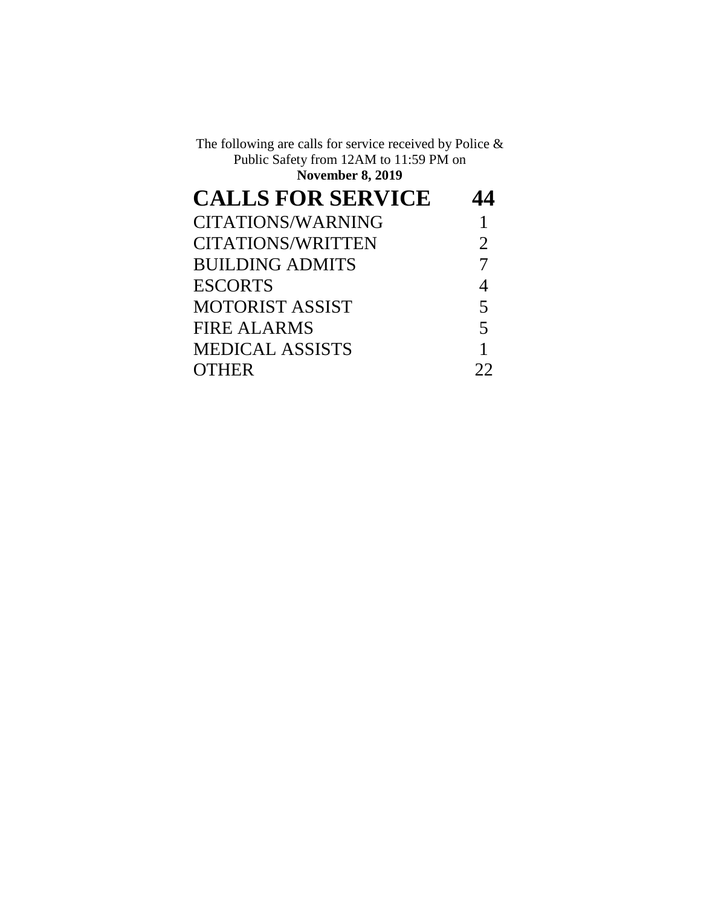The following are calls for service received by Police & Public Safety from 12AM to 11:59 PM on

**November 8, 2019**

| | |
|---|---|
| **CALLS FOR SERVICE** | **44** |
| CITATIONS/WARNING | 1 |
| CITATIONS/WRITTEN | 2 |
| BUILDING ADMITS | 7 |
| ESCORTS | 4 |
| MOTORIST ASSIST | 5 |
| FIRE ALARMS | 5 |
| MEDICAL ASSISTS | 1 |
| OTHER | 22 |